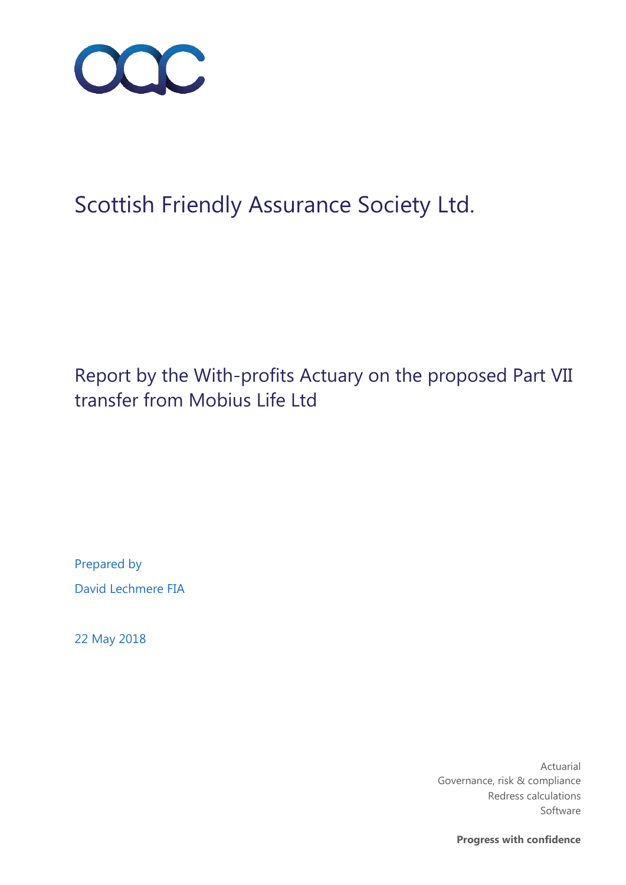# Scottish Friendly Assurance Society Ltd.

## Report by the With-profits Actuary on the proposed Part VII transfer from Mobius Life Ltd

Prepared by

David Lechmere FIA

22 May 2018

Actuarial
Governance, risk & compliance
Redress calculations
Software

**Progress with confidence**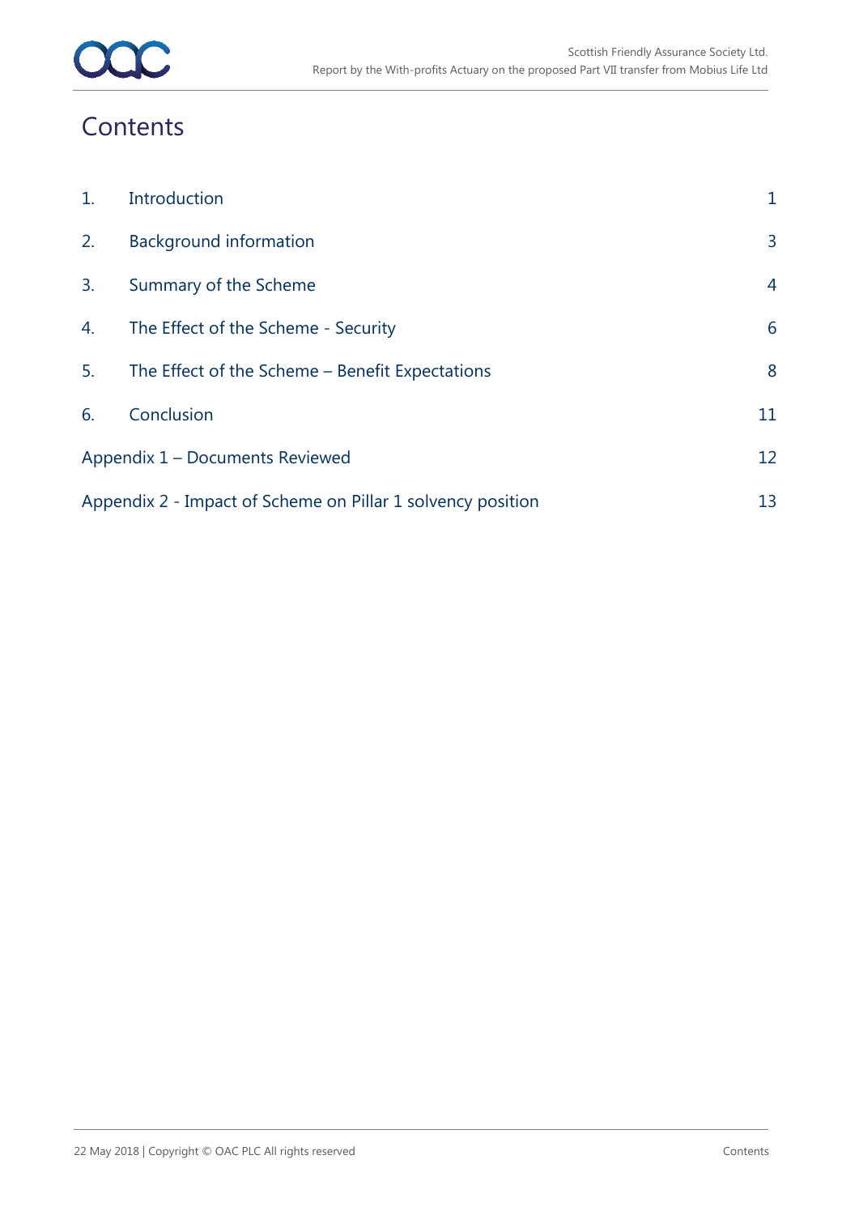# Contents

| | | |
|---|---|---|
| 1. | Introduction | 1 |
| 2. | Background information | 3 |
| 3. | Summary of the Scheme | 4 |
| 4. | The Effect of the Scheme - Security | 6 |
| 5. | The Effect of the Scheme – Benefit Expectations | 8 |
| 6. | Conclusion | 11 |
| Appendix 1 – Documents Reviewed | | 12 |
| Appendix 2 - Impact of Scheme on Pillar 1 solvency position | | 13 |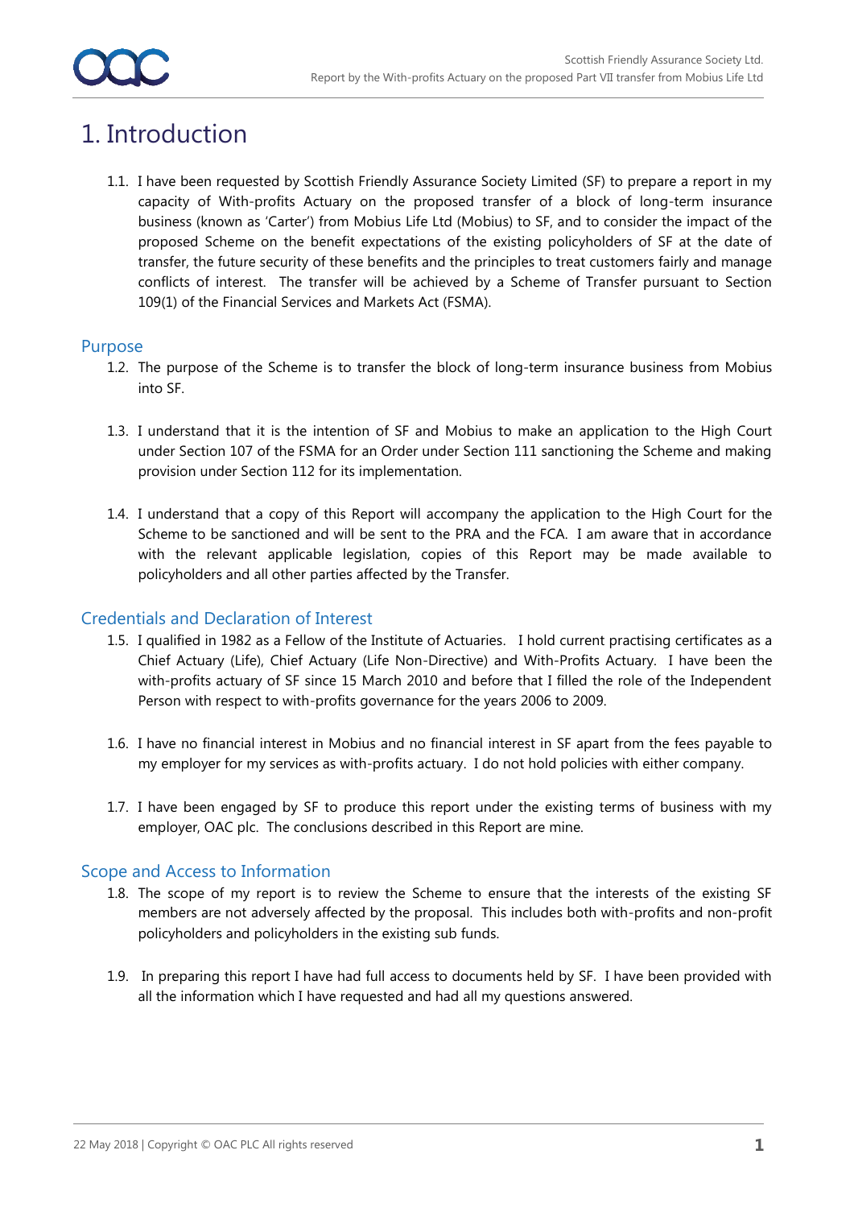# 1. Introduction

1.1. I have been requested by Scottish Friendly Assurance Society Limited (SF) to prepare a report in my capacity of With-profits Actuary on the proposed transfer of a block of long-term insurance business (known as 'Carter') from Mobius Life Ltd (Mobius) to SF, and to consider the impact of the proposed Scheme on the benefit expectations of the existing policyholders of SF at the date of transfer, the future security of these benefits and the principles to treat customers fairly and manage conflicts of interest. The transfer will be achieved by a Scheme of Transfer pursuant to Section 109(1) of the Financial Services and Markets Act (FSMA).

## Purpose

1.2. The purpose of the Scheme is to transfer the block of long-term insurance business from Mobius into SF.

1.3. I understand that it is the intention of SF and Mobius to make an application to the High Court under Section 107 of the FSMA for an Order under Section 111 sanctioning the Scheme and making provision under Section 112 for its implementation.

1.4. I understand that a copy of this Report will accompany the application to the High Court for the Scheme to be sanctioned and will be sent to the PRA and the FCA. I am aware that in accordance with the relevant applicable legislation, copies of this Report may be made available to policyholders and all other parties affected by the Transfer.

## Credentials and Declaration of Interest

1.5. I qualified in 1982 as a Fellow of the Institute of Actuaries. I hold current practising certificates as a Chief Actuary (Life), Chief Actuary (Life Non-Directive) and With-Profits Actuary. I have been the with-profits actuary of SF since 15 March 2010 and before that I filled the role of the Independent Person with respect to with-profits governance for the years 2006 to 2009.

1.6. I have no financial interest in Mobius and no financial interest in SF apart from the fees payable to my employer for my services as with-profits actuary. I do not hold policies with either company.

1.7. I have been engaged by SF to produce this report under the existing terms of business with my employer, OAC plc. The conclusions described in this Report are mine.

## Scope and Access to Information

1.8. The scope of my report is to review the Scheme to ensure that the interests of the existing SF members are not adversely affected by the proposal. This includes both with-profits and non-profit policyholders and policyholders in the existing sub funds.

1.9. In preparing this report I have had full access to documents held by SF. I have been provided with all the information which I have requested and had all my questions answered.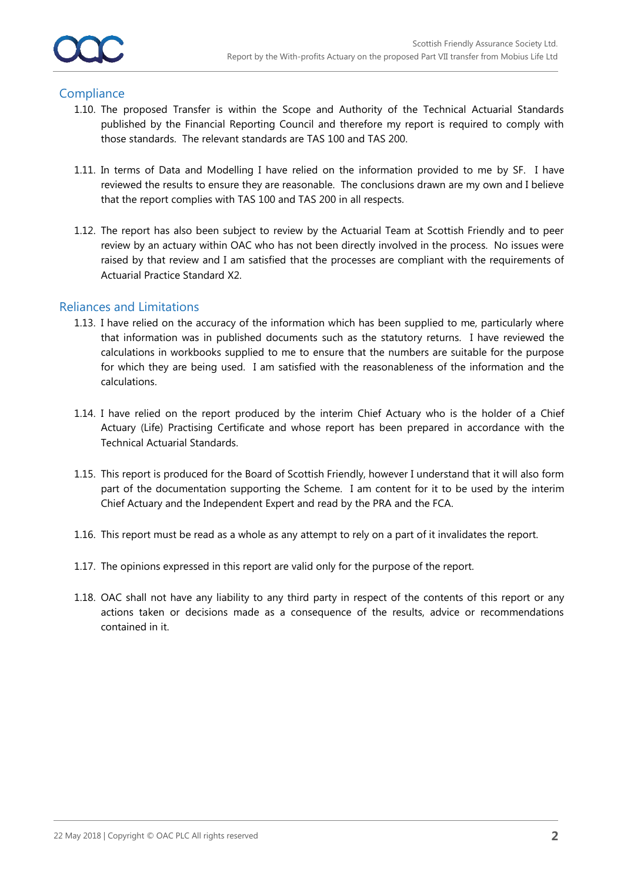## Compliance

1.10. The proposed Transfer is within the Scope and Authority of the Technical Actuarial Standards published by the Financial Reporting Council and therefore my report is required to comply with those standards. The relevant standards are TAS 100 and TAS 200.

1.11. In terms of Data and Modelling I have relied on the information provided to me by SF. I have reviewed the results to ensure they are reasonable. The conclusions drawn are my own and I believe that the report complies with TAS 100 and TAS 200 in all respects.

1.12. The report has also been subject to review by the Actuarial Team at Scottish Friendly and to peer review by an actuary within OAC who has not been directly involved in the process. No issues were raised by that review and I am satisfied that the processes are compliant with the requirements of Actuarial Practice Standard X2.

## Reliances and Limitations

1.13. I have relied on the accuracy of the information which has been supplied to me, particularly where that information was in published documents such as the statutory returns. I have reviewed the calculations in workbooks supplied to me to ensure that the numbers are suitable for the purpose for which they are being used. I am satisfied with the reasonableness of the information and the calculations.

1.14. I have relied on the report produced by the interim Chief Actuary who is the holder of a Chief Actuary (Life) Practising Certificate and whose report has been prepared in accordance with the Technical Actuarial Standards.

1.15. This report is produced for the Board of Scottish Friendly, however I understand that it will also form part of the documentation supporting the Scheme. I am content for it to be used by the interim Chief Actuary and the Independent Expert and read by the PRA and the FCA.

1.16. This report must be read as a whole as any attempt to rely on a part of it invalidates the report.

1.17. The opinions expressed in this report are valid only for the purpose of the report.

1.18. OAC shall not have any liability to any third party in respect of the contents of this report or any actions taken or decisions made as a consequence of the results, advice or recommendations contained in it.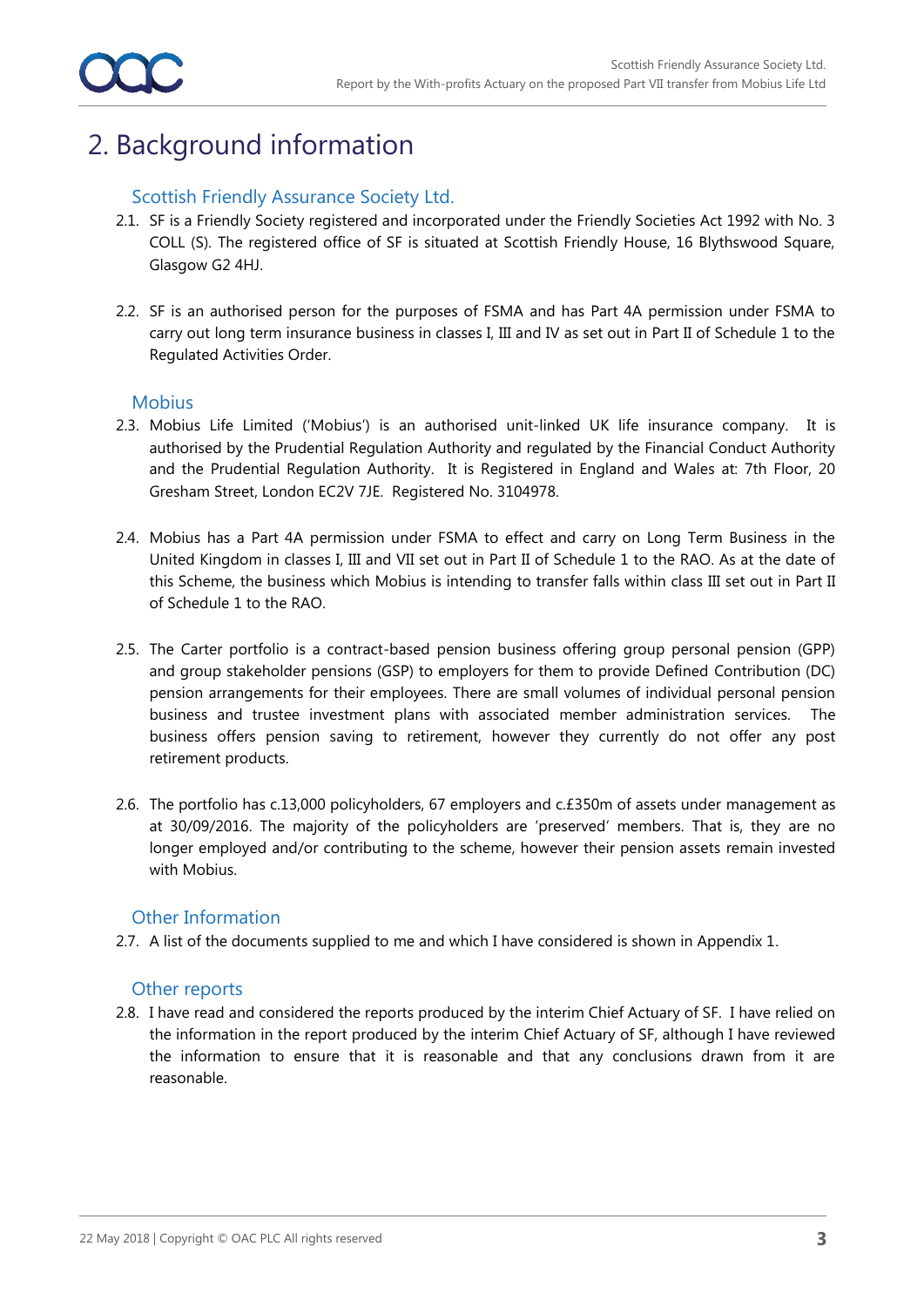# 2. Background information

### Scottish Friendly Assurance Society Ltd.

2.1. SF is a Friendly Society registered and incorporated under the Friendly Societies Act 1992 with No. 3 COLL (S). The registered office of SF is situated at Scottish Friendly House, 16 Blythswood Square, Glasgow G2 4HJ.

2.2. SF is an authorised person for the purposes of FSMA and has Part 4A permission under FSMA to carry out long term insurance business in classes I, III and IV as set out in Part II of Schedule 1 to the Regulated Activities Order.

### Mobius

2.3. Mobius Life Limited ('Mobius') is an authorised unit-linked UK life insurance company. It is authorised by the Prudential Regulation Authority and regulated by the Financial Conduct Authority and the Prudential Regulation Authority. It is Registered in England and Wales at: 7th Floor, 20 Gresham Street, London EC2V 7JE. Registered No. 3104978.

2.4. Mobius has a Part 4A permission under FSMA to effect and carry on Long Term Business in the United Kingdom in classes I, III and VII set out in Part II of Schedule 1 to the RAO. As at the date of this Scheme, the business which Mobius is intending to transfer falls within class III set out in Part II of Schedule 1 to the RAO.

2.5. The Carter portfolio is a contract-based pension business offering group personal pension (GPP) and group stakeholder pensions (GSP) to employers for them to provide Defined Contribution (DC) pension arrangements for their employees. There are small volumes of individual personal pension business and trustee investment plans with associated member administration services. The business offers pension saving to retirement, however they currently do not offer any post retirement products.

2.6. The portfolio has c.13,000 policyholders, 67 employers and c.£350m of assets under management as at 30/09/2016. The majority of the policyholders are 'preserved' members. That is, they are no longer employed and/or contributing to the scheme, however their pension assets remain invested with Mobius.

### Other Information

2.7. A list of the documents supplied to me and which I have considered is shown in Appendix 1.

### Other reports

2.8. I have read and considered the reports produced by the interim Chief Actuary of SF. I have relied on the information in the report produced by the interim Chief Actuary of SF, although I have reviewed the information to ensure that it is reasonable and that any conclusions drawn from it are reasonable.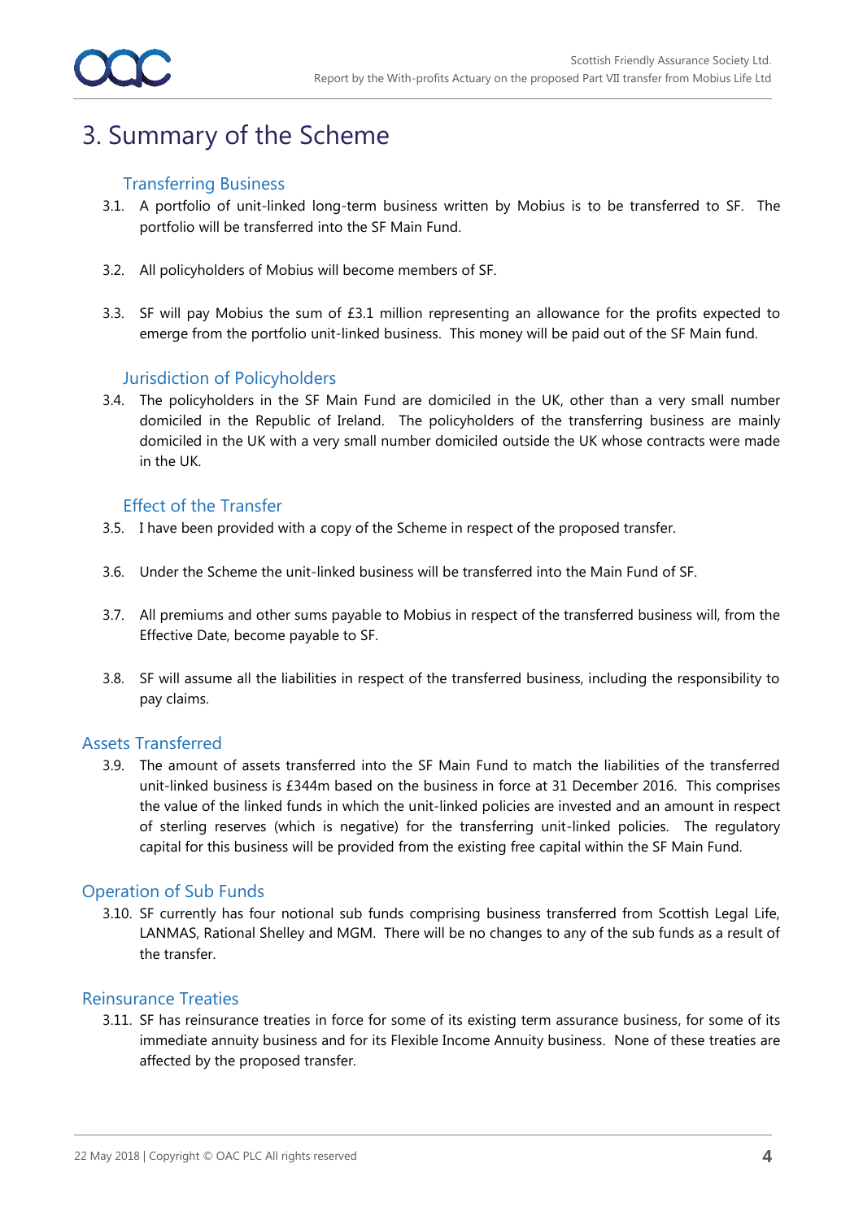# 3. Summary of the Scheme

### Transferring Business

3.1. A portfolio of unit-linked long-term business written by Mobius is to be transferred to SF. The portfolio will be transferred into the SF Main Fund.

3.2. All policyholders of Mobius will become members of SF.

3.3. SF will pay Mobius the sum of £3.1 million representing an allowance for the profits expected to emerge from the portfolio unit-linked business. This money will be paid out of the SF Main fund.

### Jurisdiction of Policyholders

3.4. The policyholders in the SF Main Fund are domiciled in the UK, other than a very small number domiciled in the Republic of Ireland. The policyholders of the transferring business are mainly domiciled in the UK with a very small number domiciled outside the UK whose contracts were made in the UK.

### Effect of the Transfer

3.5. I have been provided with a copy of the Scheme in respect of the proposed transfer.

3.6. Under the Scheme the unit-linked business will be transferred into the Main Fund of SF.

3.7. All premiums and other sums payable to Mobius in respect of the transferred business will, from the Effective Date, become payable to SF.

3.8. SF will assume all the liabilities in respect of the transferred business, including the responsibility to pay claims.

## Assets Transferred

3.9. The amount of assets transferred into the SF Main Fund to match the liabilities of the transferred unit-linked business is £344m based on the business in force at 31 December 2016. This comprises the value of the linked funds in which the unit-linked policies are invested and an amount in respect of sterling reserves (which is negative) for the transferring unit-linked policies. The regulatory capital for this business will be provided from the existing free capital within the SF Main Fund.

## Operation of Sub Funds

3.10. SF currently has four notional sub funds comprising business transferred from Scottish Legal Life, LANMAS, Rational Shelley and MGM. There will be no changes to any of the sub funds as a result of the transfer.

## Reinsurance Treaties

3.11. SF has reinsurance treaties in force for some of its existing term assurance business, for some of its immediate annuity business and for its Flexible Income Annuity business. None of these treaties are affected by the proposed transfer.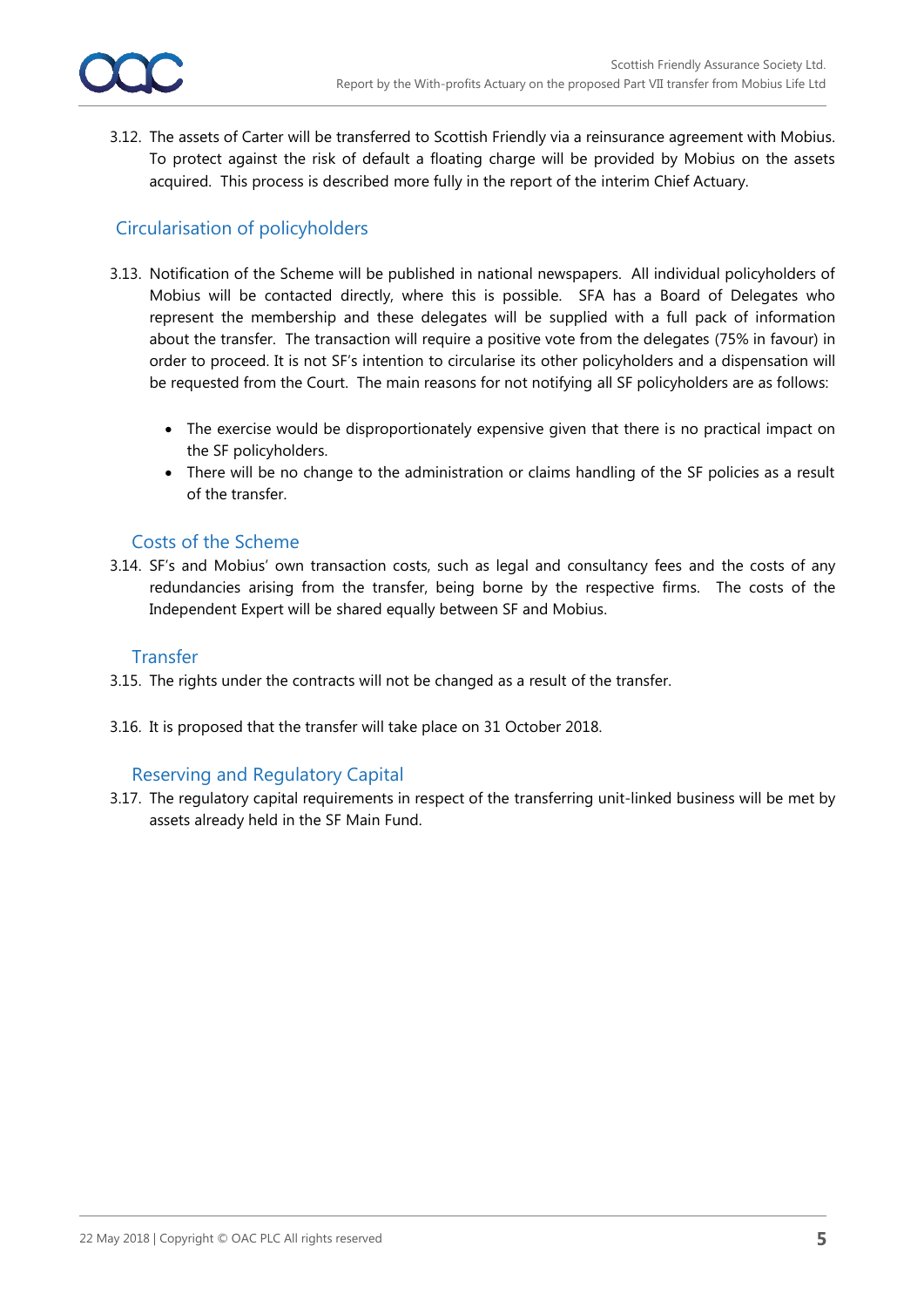3.12. The assets of Carter will be transferred to Scottish Friendly via a reinsurance agreement with Mobius. To protect against the risk of default a floating charge will be provided by Mobius on the assets acquired. This process is described more fully in the report of the interim Chief Actuary.

## Circularisation of policyholders

3.13. Notification of the Scheme will be published in national newspapers. All individual policyholders of Mobius will be contacted directly, where this is possible. SFA has a Board of Delegates who represent the membership and these delegates will be supplied with a full pack of information about the transfer. The transaction will require a positive vote from the delegates (75% in favour) in order to proceed. It is not SF's intention to circularise its other policyholders and a dispensation will be requested from the Court. The main reasons for not notifying all SF policyholders are as follows:

- The exercise would be disproportionately expensive given that there is no practical impact on the SF policyholders.
- There will be no change to the administration or claims handling of the SF policies as a result of the transfer.

## Costs of the Scheme

3.14. SF's and Mobius' own transaction costs, such as legal and consultancy fees and the costs of any redundancies arising from the transfer, being borne by the respective firms. The costs of the Independent Expert will be shared equally between SF and Mobius.

## Transfer

3.15. The rights under the contracts will not be changed as a result of the transfer.

3.16. It is proposed that the transfer will take place on 31 October 2018.

## Reserving and Regulatory Capital

3.17. The regulatory capital requirements in respect of the transferring unit-linked business will be met by assets already held in the SF Main Fund.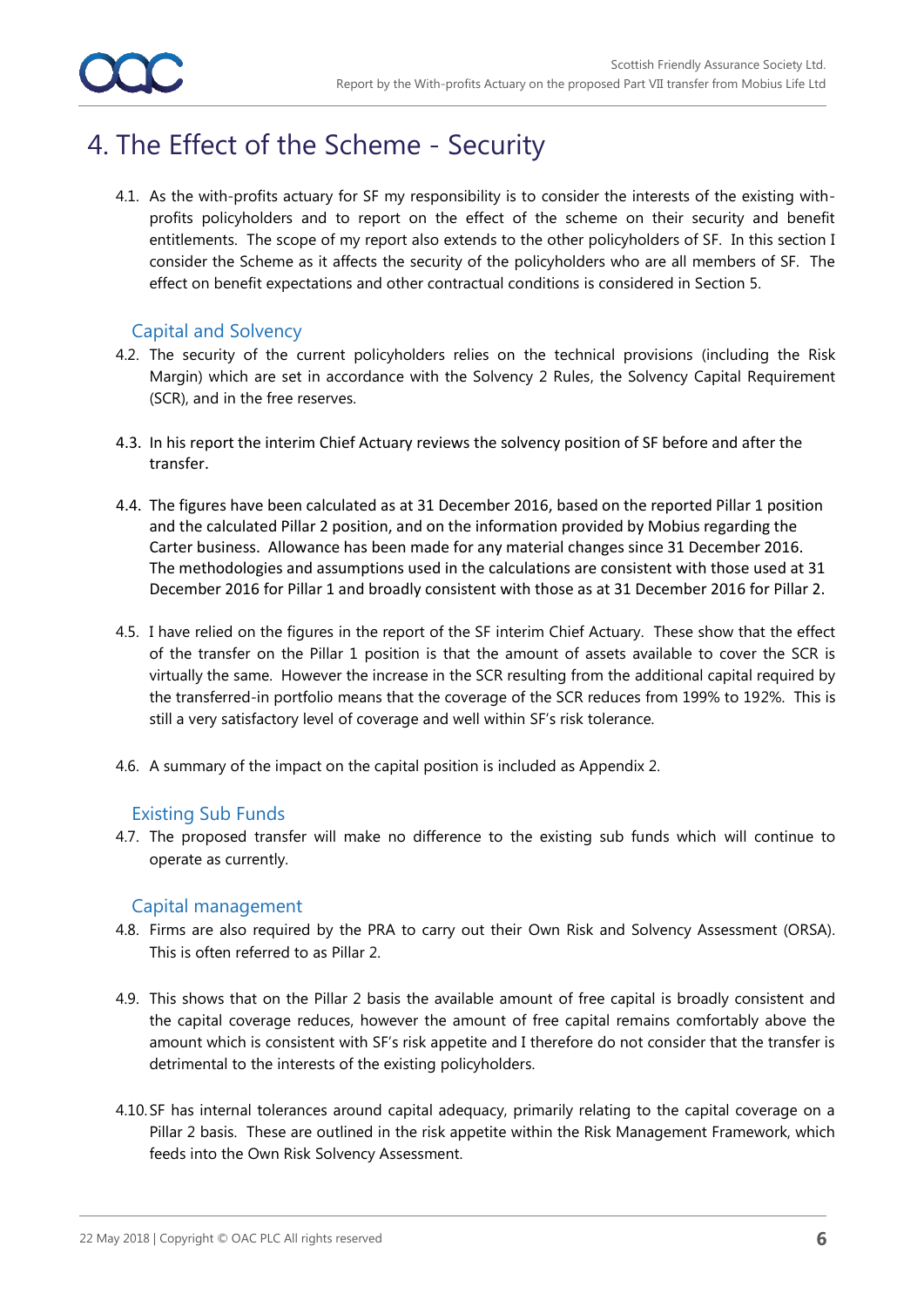# 4. The Effect of the Scheme - Security

4.1. As the with-profits actuary for SF my responsibility is to consider the interests of the existing with-profits policyholders and to report on the effect of the scheme on their security and benefit entitlements. The scope of my report also extends to the other policyholders of SF. In this section I consider the Scheme as it affects the security of the policyholders who are all members of SF. The effect on benefit expectations and other contractual conditions is considered in Section 5.

## Capital and Solvency

4.2. The security of the current policyholders relies on the technical provisions (including the Risk Margin) which are set in accordance with the Solvency 2 Rules, the Solvency Capital Requirement (SCR), and in the free reserves.

4.3. In his report the interim Chief Actuary reviews the solvency position of SF before and after the transfer.

4.4. The figures have been calculated as at 31 December 2016, based on the reported Pillar 1 position and the calculated Pillar 2 position, and on the information provided by Mobius regarding the Carter business. Allowance has been made for any material changes since 31 December 2016. The methodologies and assumptions used in the calculations are consistent with those used at 31 December 2016 for Pillar 1 and broadly consistent with those as at 31 December 2016 for Pillar 2.

4.5. I have relied on the figures in the report of the SF interim Chief Actuary. These show that the effect of the transfer on the Pillar 1 position is that the amount of assets available to cover the SCR is virtually the same. However the increase in the SCR resulting from the additional capital required by the transferred-in portfolio means that the coverage of the SCR reduces from 199% to 192%. This is still a very satisfactory level of coverage and well within SF's risk tolerance.

4.6. A summary of the impact on the capital position is included as Appendix 2.

## Existing Sub Funds

4.7. The proposed transfer will make no difference to the existing sub funds which will continue to operate as currently.

## Capital management

4.8. Firms are also required by the PRA to carry out their Own Risk and Solvency Assessment (ORSA). This is often referred to as Pillar 2.

4.9. This shows that on the Pillar 2 basis the available amount of free capital is broadly consistent and the capital coverage reduces, however the amount of free capital remains comfortably above the amount which is consistent with SF's risk appetite and I therefore do not consider that the transfer is detrimental to the interests of the existing policyholders.

4.10. SF has internal tolerances around capital adequacy, primarily relating to the capital coverage on a Pillar 2 basis. These are outlined in the risk appetite within the Risk Management Framework, which feeds into the Own Risk Solvency Assessment.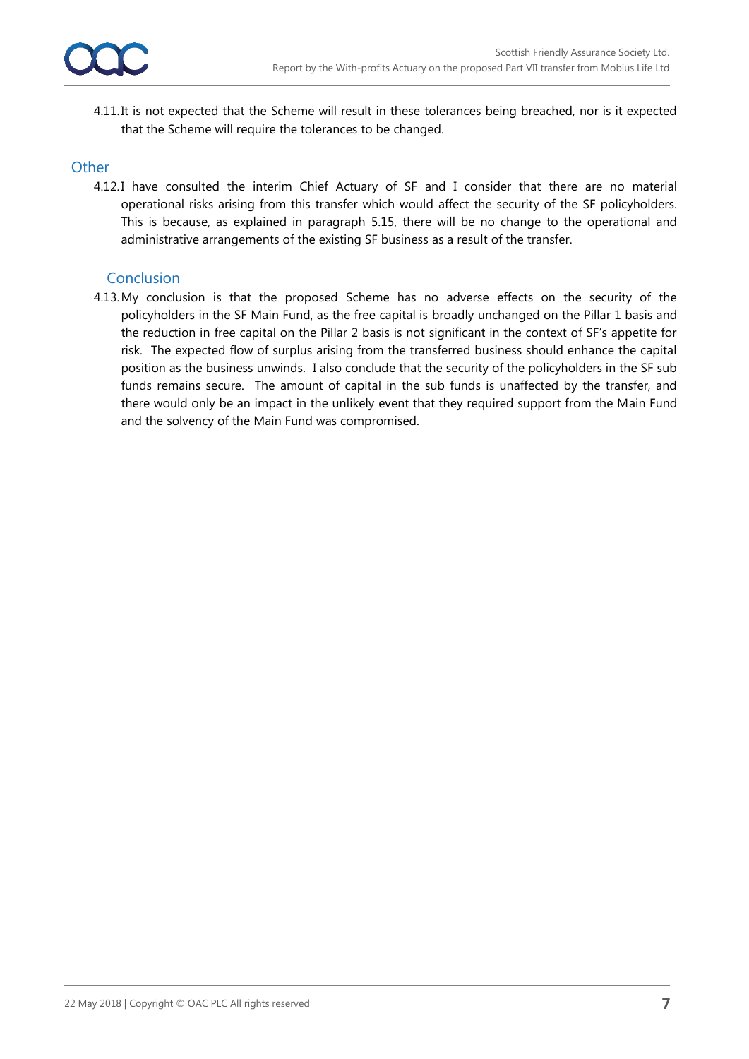4.11. It is not expected that the Scheme will result in these tolerances being breached, nor is it expected that the Scheme will require the tolerances to be changed.

### Other

4.12. I have consulted the interim Chief Actuary of SF and I consider that there are no material operational risks arising from this transfer which would affect the security of the SF policyholders. This is because, as explained in paragraph 5.15, there will be no change to the operational and administrative arrangements of the existing SF business as a result of the transfer.

### Conclusion

4.13. My conclusion is that the proposed Scheme has no adverse effects on the security of the policyholders in the SF Main Fund, as the free capital is broadly unchanged on the Pillar 1 basis and the reduction in free capital on the Pillar 2 basis is not significant in the context of SF's appetite for risk. The expected flow of surplus arising from the transferred business should enhance the capital position as the business unwinds. I also conclude that the security of the policyholders in the SF sub funds remains secure. The amount of capital in the sub funds is unaffected by the transfer, and there would only be an impact in the unlikely event that they required support from the Main Fund and the solvency of the Main Fund was compromised.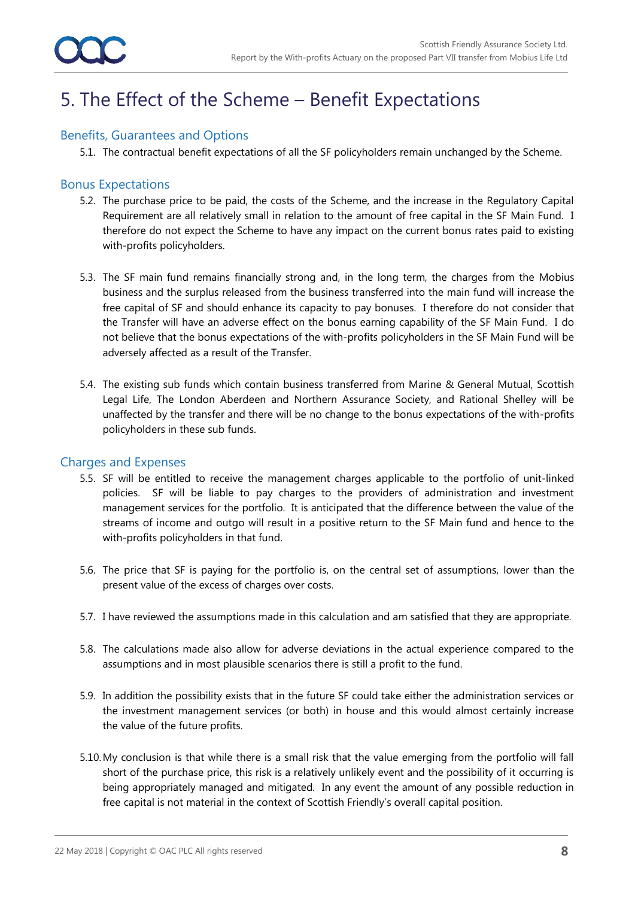# 5. The Effect of the Scheme – Benefit Expectations

## Benefits, Guarantees and Options

5.1. The contractual benefit expectations of all the SF policyholders remain unchanged by the Scheme.

## Bonus Expectations

5.2. The purchase price to be paid, the costs of the Scheme, and the increase in the Regulatory Capital Requirement are all relatively small in relation to the amount of free capital in the SF Main Fund. I therefore do not expect the Scheme to have any impact on the current bonus rates paid to existing with-profits policyholders.

5.3. The SF main fund remains financially strong and, in the long term, the charges from the Mobius business and the surplus released from the business transferred into the main fund will increase the free capital of SF and should enhance its capacity to pay bonuses. I therefore do not consider that the Transfer will have an adverse effect on the bonus earning capability of the SF Main Fund. I do not believe that the bonus expectations of the with-profits policyholders in the SF Main Fund will be adversely affected as a result of the Transfer.

5.4. The existing sub funds which contain business transferred from Marine & General Mutual, Scottish Legal Life, The London Aberdeen and Northern Assurance Society, and Rational Shelley will be unaffected by the transfer and there will be no change to the bonus expectations of the with-profits policyholders in these sub funds.

## Charges and Expenses

5.5. SF will be entitled to receive the management charges applicable to the portfolio of unit-linked policies. SF will be liable to pay charges to the providers of administration and investment management services for the portfolio. It is anticipated that the difference between the value of the streams of income and outgo will result in a positive return to the SF Main fund and hence to the with-profits policyholders in that fund.

5.6. The price that SF is paying for the portfolio is, on the central set of assumptions, lower than the present value of the excess of charges over costs.

5.7. I have reviewed the assumptions made in this calculation and am satisfied that they are appropriate.

5.8. The calculations made also allow for adverse deviations in the actual experience compared to the assumptions and in most plausible scenarios there is still a profit to the fund.

5.9. In addition the possibility exists that in the future SF could take either the administration services or the investment management services (or both) in house and this would almost certainly increase the value of the future profits.

5.10. My conclusion is that while there is a small risk that the value emerging from the portfolio will fall short of the purchase price, this risk is a relatively unlikely event and the possibility of it occurring is being appropriately managed and mitigated. In any event the amount of any possible reduction in free capital is not material in the context of Scottish Friendly's overall capital position.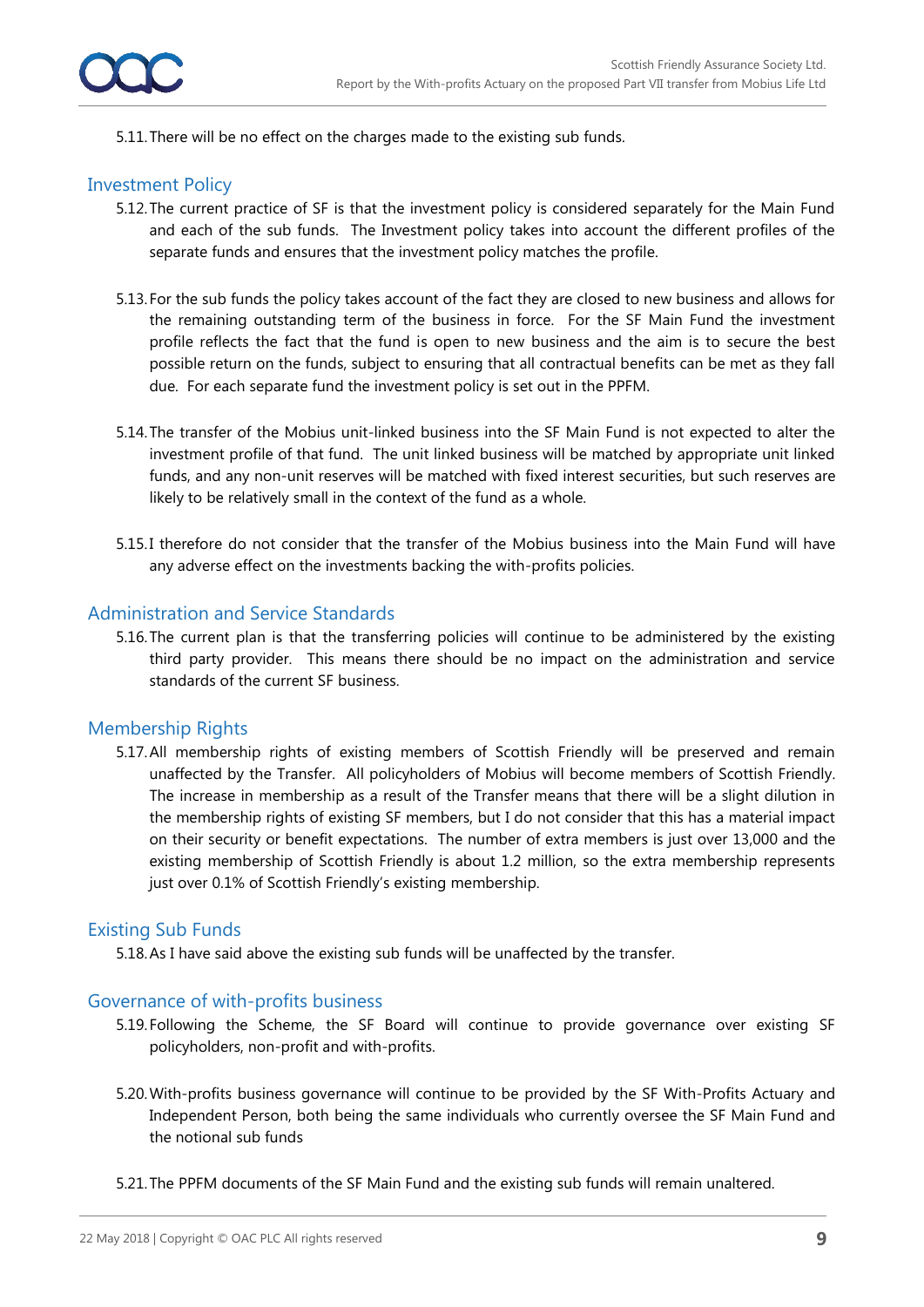5.11. There will be no effect on the charges made to the existing sub funds.

## Investment Policy

5.12. The current practice of SF is that the investment policy is considered separately for the Main Fund and each of the sub funds. The Investment policy takes into account the different profiles of the separate funds and ensures that the investment policy matches the profile.

5.13. For the sub funds the policy takes account of the fact they are closed to new business and allows for the remaining outstanding term of the business in force. For the SF Main Fund the investment profile reflects the fact that the fund is open to new business and the aim is to secure the best possible return on the funds, subject to ensuring that all contractual benefits can be met as they fall due. For each separate fund the investment policy is set out in the PPFM.

5.14. The transfer of the Mobius unit-linked business into the SF Main Fund is not expected to alter the investment profile of that fund. The unit linked business will be matched by appropriate unit linked funds, and any non-unit reserves will be matched with fixed interest securities, but such reserves are likely to be relatively small in the context of the fund as a whole.

5.15. I therefore do not consider that the transfer of the Mobius business into the Main Fund will have any adverse effect on the investments backing the with-profits policies.

## Administration and Service Standards

5.16. The current plan is that the transferring policies will continue to be administered by the existing third party provider. This means there should be no impact on the administration and service standards of the current SF business.

## Membership Rights

5.17. All membership rights of existing members of Scottish Friendly will be preserved and remain unaffected by the Transfer. All policyholders of Mobius will become members of Scottish Friendly. The increase in membership as a result of the Transfer means that there will be a slight dilution in the membership rights of existing SF members, but I do not consider that this has a material impact on their security or benefit expectations. The number of extra members is just over 13,000 and the existing membership of Scottish Friendly is about 1.2 million, so the extra membership represents just over 0.1% of Scottish Friendly's existing membership.

## Existing Sub Funds

5.18. As I have said above the existing sub funds will be unaffected by the transfer.

## Governance of with-profits business

5.19. Following the Scheme, the SF Board will continue to provide governance over existing SF policyholders, non-profit and with-profits.

5.20. With-profits business governance will continue to be provided by the SF With-Profits Actuary and Independent Person, both being the same individuals who currently oversee the SF Main Fund and the notional sub funds

5.21. The PPFM documents of the SF Main Fund and the existing sub funds will remain unaltered.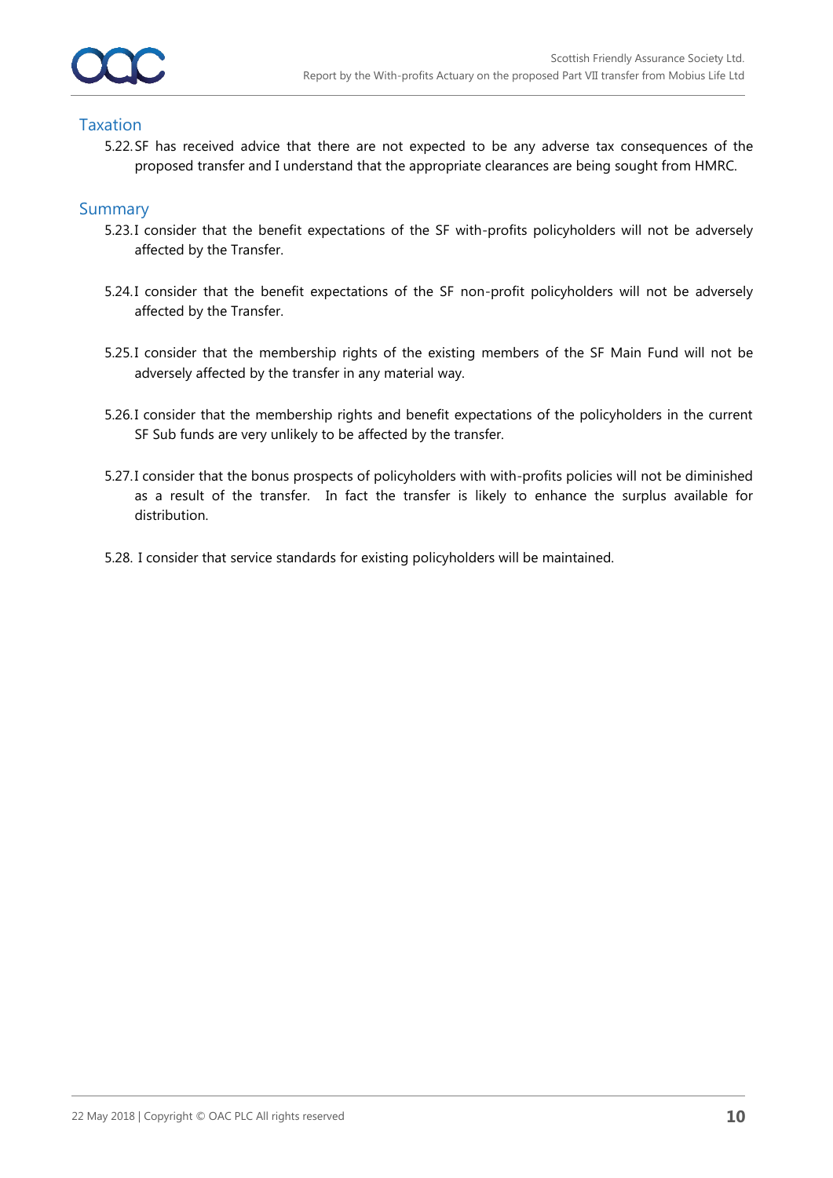## Taxation

5.22. SF has received advice that there are not expected to be any adverse tax consequences of the proposed transfer and I understand that the appropriate clearances are being sought from HMRC.

## Summary

5.23. I consider that the benefit expectations of the SF with-profits policyholders will not be adversely affected by the Transfer.

5.24. I consider that the benefit expectations of the SF non-profit policyholders will not be adversely affected by the Transfer.

5.25. I consider that the membership rights of the existing members of the SF Main Fund will not be adversely affected by the transfer in any material way.

5.26. I consider that the membership rights and benefit expectations of the policyholders in the current SF Sub funds are very unlikely to be affected by the transfer.

5.27. I consider that the bonus prospects of policyholders with with-profits policies will not be diminished as a result of the transfer. In fact the transfer is likely to enhance the surplus available for distribution.

5.28. I consider that service standards for existing policyholders will be maintained.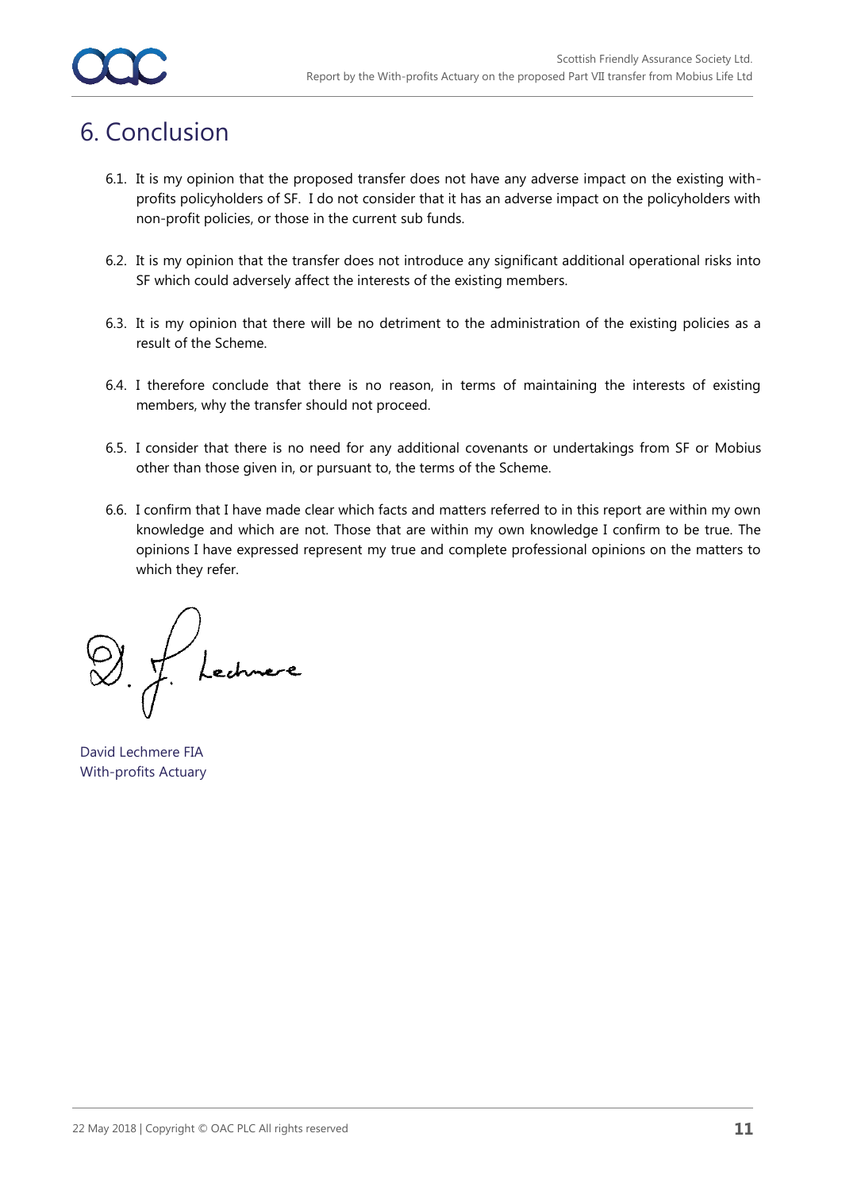# 6. Conclusion

6.1. It is my opinion that the proposed transfer does not have any adverse impact on the existing with-profits policyholders of SF. I do not consider that it has an adverse impact on the policyholders with non-profit policies, or those in the current sub funds.

6.2. It is my opinion that the transfer does not introduce any significant additional operational risks into SF which could adversely affect the interests of the existing members.

6.3. It is my opinion that there will be no detriment to the administration of the existing policies as a result of the Scheme.

6.4. I therefore conclude that there is no reason, in terms of maintaining the interests of existing members, why the transfer should not proceed.

6.5. I consider that there is no need for any additional covenants or undertakings from SF or Mobius other than those given in, or pursuant to, the terms of the Scheme.

6.6. I confirm that I have made clear which facts and matters referred to in this report are within my own knowledge and which are not. Those that are within my own knowledge I confirm to be true. The opinions I have expressed represent my true and complete professional opinions on the matters to which they refer.

D. J. Lechmere

David Lechmere FIA
With-profits Actuary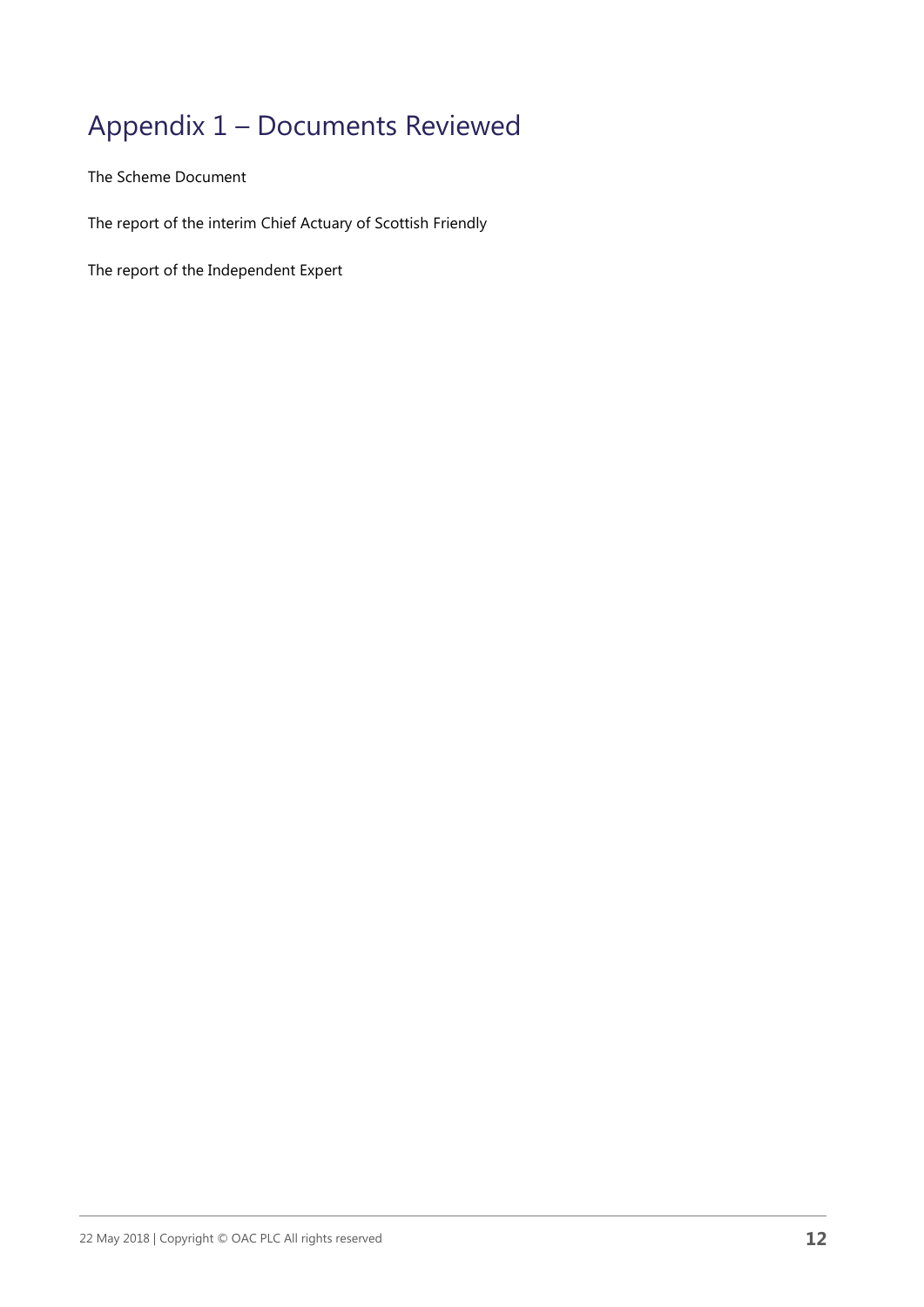# Appendix 1 – Documents Reviewed

The Scheme Document

The report of the interim Chief Actuary of Scottish Friendly

The report of the Independent Expert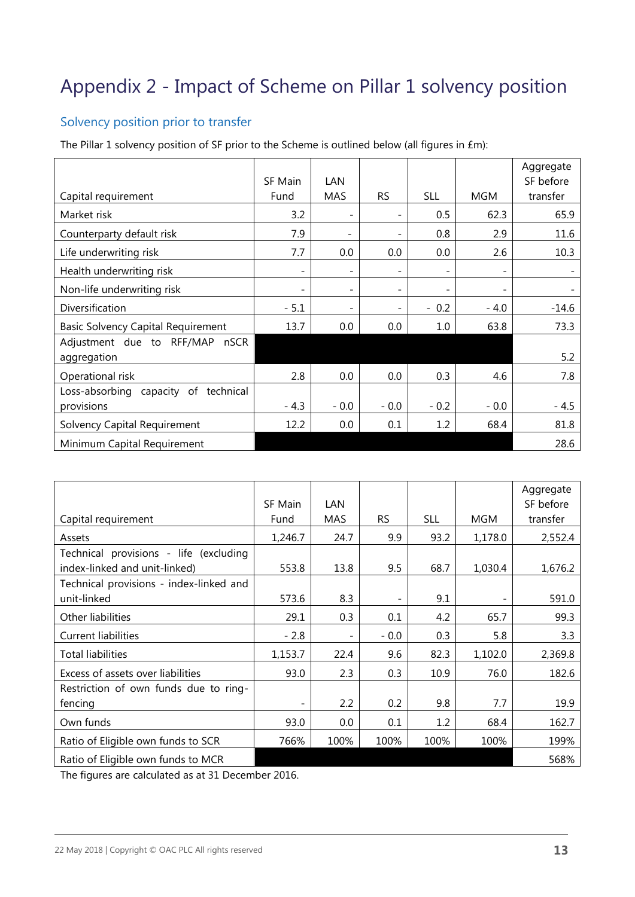# Appendix 2 - Impact of Scheme on Pillar 1 solvency position

## Solvency position prior to transfer

The Pillar 1 solvency position of SF prior to the Scheme is outlined below (all figures in £m):

| Capital requirement | SF Main Fund | LAN MAS | RS | SLL | MGM | Aggregate SF before transfer |
|---|---|---|---|---|---|---|
| Market risk | 3.2 | - | - | 0.5 | 62.3 | 65.9 |
| Counterparty default risk | 7.9 | - | - | 0.8 | 2.9 | 11.6 |
| Life underwriting risk | 7.7 | 0.0 | 0.0 | 0.0 | 2.6 | 10.3 |
| Health underwriting risk | - | - | - | - | - | - |
| Non-life underwriting risk | - | - | - | - | - | - |
| Diversification | - 5.1 | - | - | - 0.2 | - 4.0 | -14.6 |
| Basic Solvency Capital Requirement | 13.7 | 0.0 | 0.0 | 1.0 | 63.8 | 73.3 |
| Adjustment due to RFF/MAP nSCR aggregation | | | | | | 5.2 |
| Operational risk | 2.8 | 0.0 | 0.0 | 0.3 | 4.6 | 7.8 |
| Loss-absorbing capacity of technical provisions | - 4.3 | - 0.0 | - 0.0 | - 0.2 | - 0.0 | - 4.5 |
| Solvency Capital Requirement | 12.2 | 0.0 | 0.1 | 1.2 | 68.4 | 81.8 |
| Minimum Capital Requirement | | | | | | 28.6 |

| Capital requirement | SF Main Fund | LAN MAS | RS | SLL | MGM | Aggregate SF before transfer |
|---|---|---|---|---|---|---|
| Assets | 1,246.7 | 24.7 | 9.9 | 93.2 | 1,178.0 | 2,552.4 |
| Technical provisions - life (excluding index-linked and unit-linked) | 553.8 | 13.8 | 9.5 | 68.7 | 1,030.4 | 1,676.2 |
| Technical provisions - index-linked and unit-linked | 573.6 | 8.3 | - | 9.1 | - | 591.0 |
| Other liabilities | 29.1 | 0.3 | 0.1 | 4.2 | 65.7 | 99.3 |
| Current liabilities | - 2.8 | - | - 0.0 | 0.3 | 5.8 | 3.3 |
| Total liabilities | 1,153.7 | 22.4 | 9.6 | 82.3 | 1,102.0 | 2,369.8 |
| Excess of assets over liabilities | 93.0 | 2.3 | 0.3 | 10.9 | 76.0 | 182.6 |
| Restriction of own funds due to ring-fencing | - | 2.2 | 0.2 | 9.8 | 7.7 | 19.9 |
| Own funds | 93.0 | 0.0 | 0.1 | 1.2 | 68.4 | 162.7 |
| Ratio of Eligible own funds to SCR | 766% | 100% | 100% | 100% | 100% | 199% |
| Ratio of Eligible own funds to MCR | | | | | | 568% |

The figures are calculated as at 31 December 2016.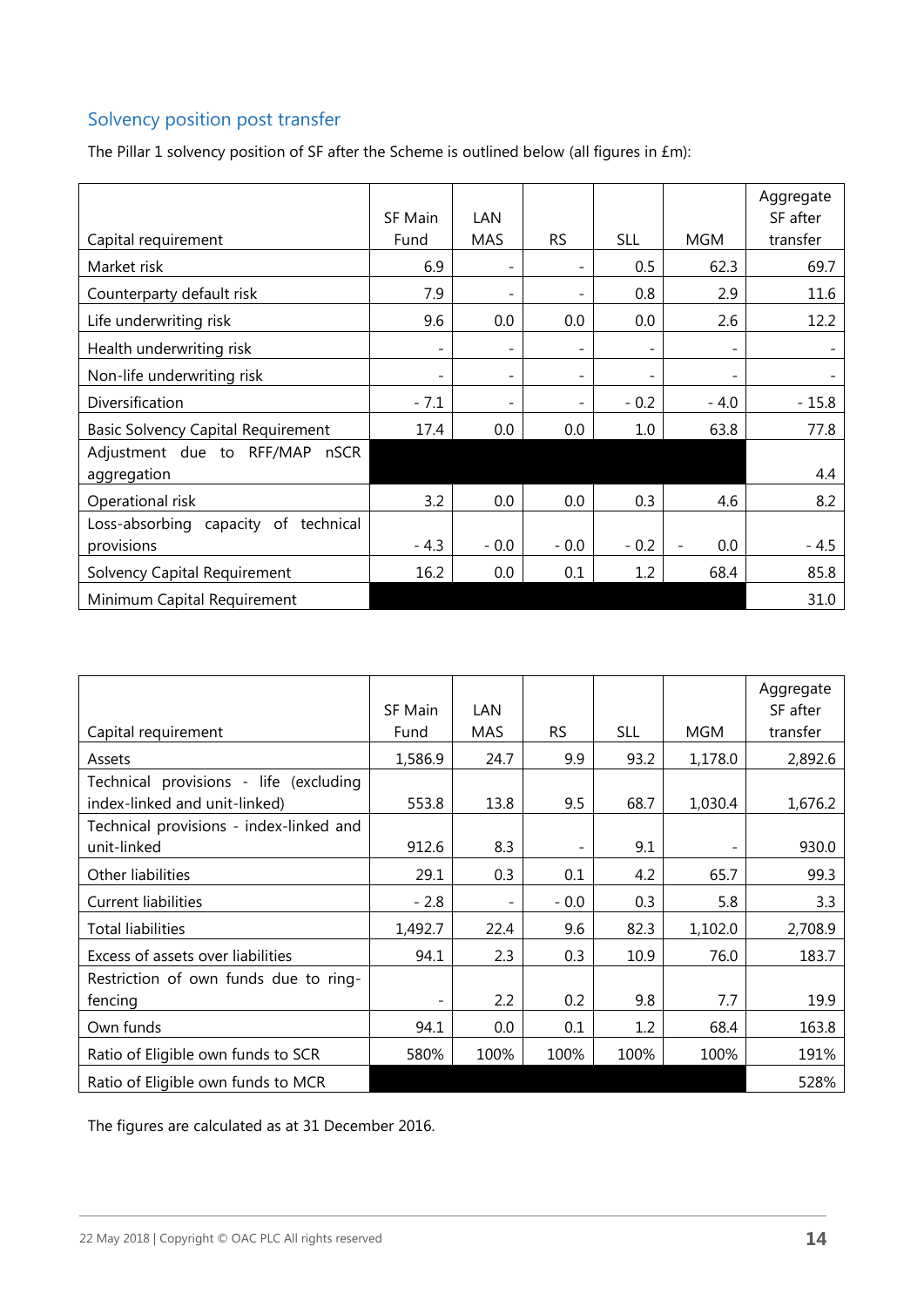## Solvency position post transfer

The Pillar 1 solvency position of SF after the Scheme is outlined below (all figures in £m):

| Capital requirement | SF Main Fund | LAN MAS | RS | SLL | MGM | Aggregate SF after transfer |
|---|---|---|---|---|---|---|
| Market risk | 6.9 | - | - | 0.5 | 62.3 | 69.7 |
| Counterparty default risk | 7.9 | - | - | 0.8 | 2.9 | 11.6 |
| Life underwriting risk | 9.6 | 0.0 | 0.0 | 0.0 | 2.6 | 12.2 |
| Health underwriting risk | - | - | - | - | - | - |
| Non-life underwriting risk | - | - | - | - | - | - |
| Diversification | - 7.1 | - | - | - 0.2 | - 4.0 | - 15.8 |
| Basic Solvency Capital Requirement | 17.4 | 0.0 | 0.0 | 1.0 | 63.8 | 77.8 |
| Adjustment due to RFF/MAP nSCR aggregation | | | | | | 4.4 |
| Operational risk | 3.2 | 0.0 | 0.0 | 0.3 | 4.6 | 8.2 |
| Loss-absorbing capacity of technical provisions | - 4.3 | - 0.0 | - 0.0 | - 0.2 | - 0.0 | - 4.5 |
| Solvency Capital Requirement | 16.2 | 0.0 | 0.1 | 1.2 | 68.4 | 85.8 |
| Minimum Capital Requirement | | | | | | 31.0 |

| Capital requirement | SF Main Fund | LAN MAS | RS | SLL | MGM | Aggregate SF after transfer |
|---|---|---|---|---|---|---|
| Assets | 1,586.9 | 24.7 | 9.9 | 93.2 | 1,178.0 | 2,892.6 |
| Technical provisions - life (excluding index-linked and unit-linked) | 553.8 | 13.8 | 9.5 | 68.7 | 1,030.4 | 1,676.2 |
| Technical provisions - index-linked and unit-linked | 912.6 | 8.3 | - | 9.1 | - | 930.0 |
| Other liabilities | 29.1 | 0.3 | 0.1 | 4.2 | 65.7 | 99.3 |
| Current liabilities | - 2.8 | - | - 0.0 | 0.3 | 5.8 | 3.3 |
| Total liabilities | 1,492.7 | 22.4 | 9.6 | 82.3 | 1,102.0 | 2,708.9 |
| Excess of assets over liabilities | 94.1 | 2.3 | 0.3 | 10.9 | 76.0 | 183.7 |
| Restriction of own funds due to ring-fencing | - | 2.2 | 0.2 | 9.8 | 7.7 | 19.9 |
| Own funds | 94.1 | 0.0 | 0.1 | 1.2 | 68.4 | 163.8 |
| Ratio of Eligible own funds to SCR | 580% | 100% | 100% | 100% | 100% | 191% |
| Ratio of Eligible own funds to MCR | | | | | | 528% |

The figures are calculated as at 31 December 2016.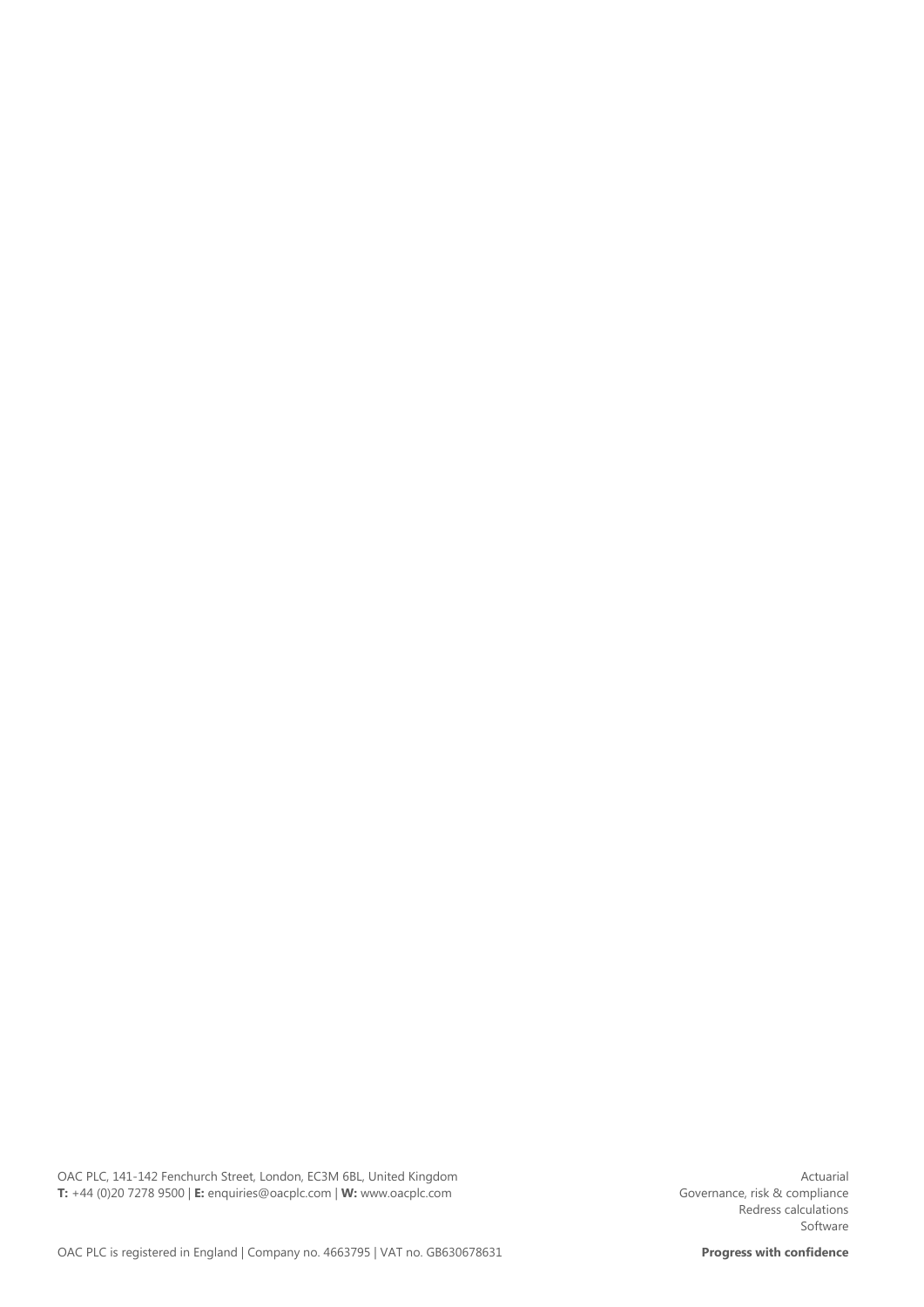OAC PLC, 141-142 Fenchurch Street, London, EC3M 6BL, United Kingdom
**T:** +44 (0)20 7278 9500 | **E:** enquiries@oacplc.com | **W:** www.oacplc.com

Actuarial
Governance, risk & compliance
Redress calculations
Software

OAC PLC is registered in England | Company no. 4663795 | VAT no. GB630678631

**Progress with confidence**